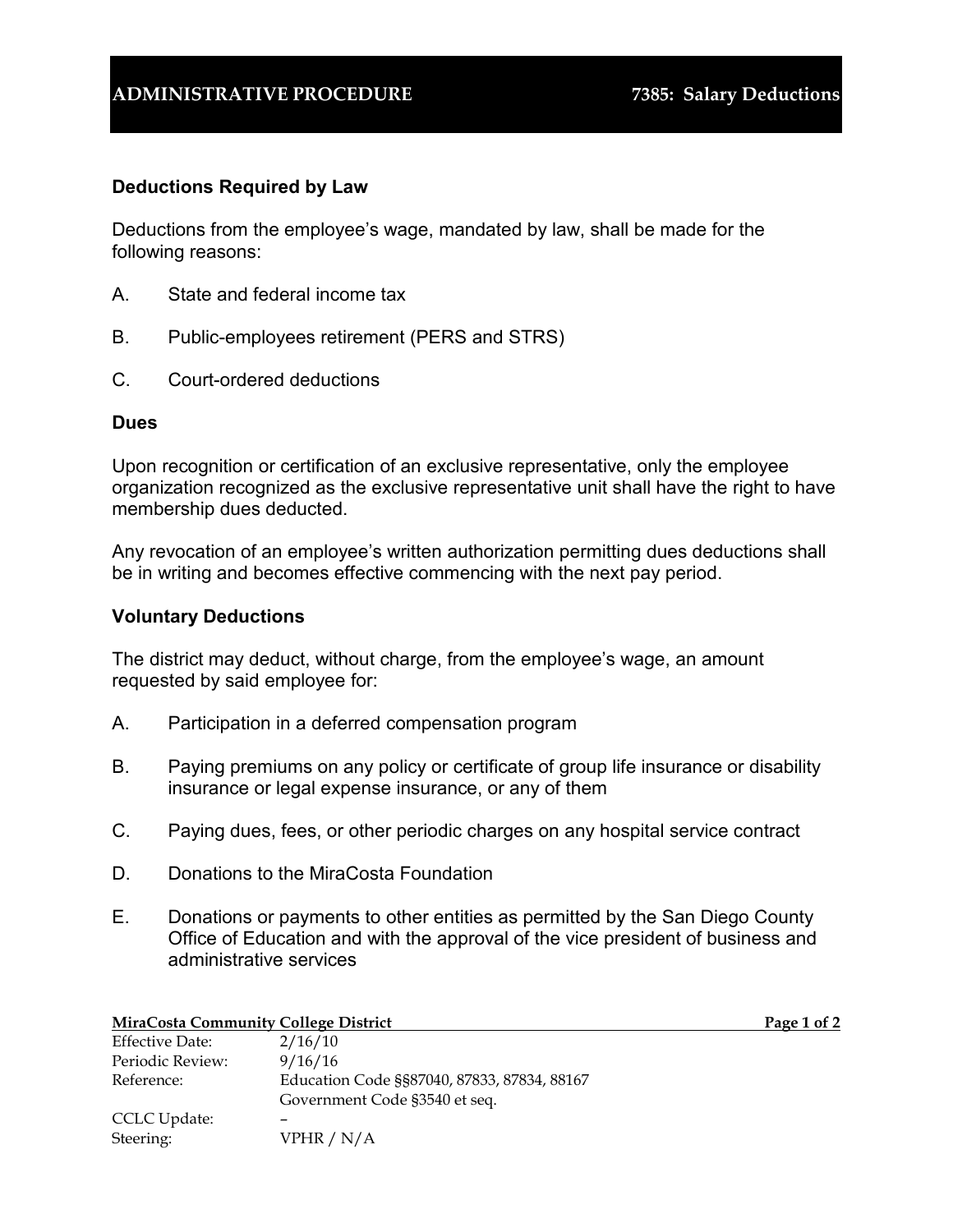# ADMINISTRATIVE PROCEDURE 7385: Salary Deductions

### Deductions Required by Law

Deductions from the employee's wage, mandated by law, shall be made for the following reasons:

A. State and federal income tax

B. Public-employees retirement (PERS and STRS)

C. Court-ordered deductions

### Dues

Upon recognition or certification of an exclusive representative, only the employee organization recognized as the exclusive representative unit shall have the right to have membership dues deducted.

Any revocation of an employee's written authorization permitting dues deductions shall be in writing and becomes effective commencing with the next pay period.

### Voluntary Deductions

The district may deduct, without charge, from the employee's wage, an amount requested by said employee for:

A. Participation in a deferred compensation program

B. Paying premiums on any policy or certificate of group life insurance or disability insurance or legal expense insurance, or any of them

C. Paying dues, fees, or other periodic charges on any hospital service contract

D. Donations to the MiraCosta Foundation

E. Donations or payments to other entities as permitted by the San Diego County Office of Education and with the approval of the vice president of business and administrative services

**MiraCosta Community College District**

| | |
|---|---|
| Effective Date: | 2/16/10 |
| Periodic Review: | 9/16/16 |
| Reference: | Education Code §§87040, 87833, 87834, 88167<br>Government Code §3540 et seq. |
| CCLC Update: | – |
| Steering: | VPHR / N/A |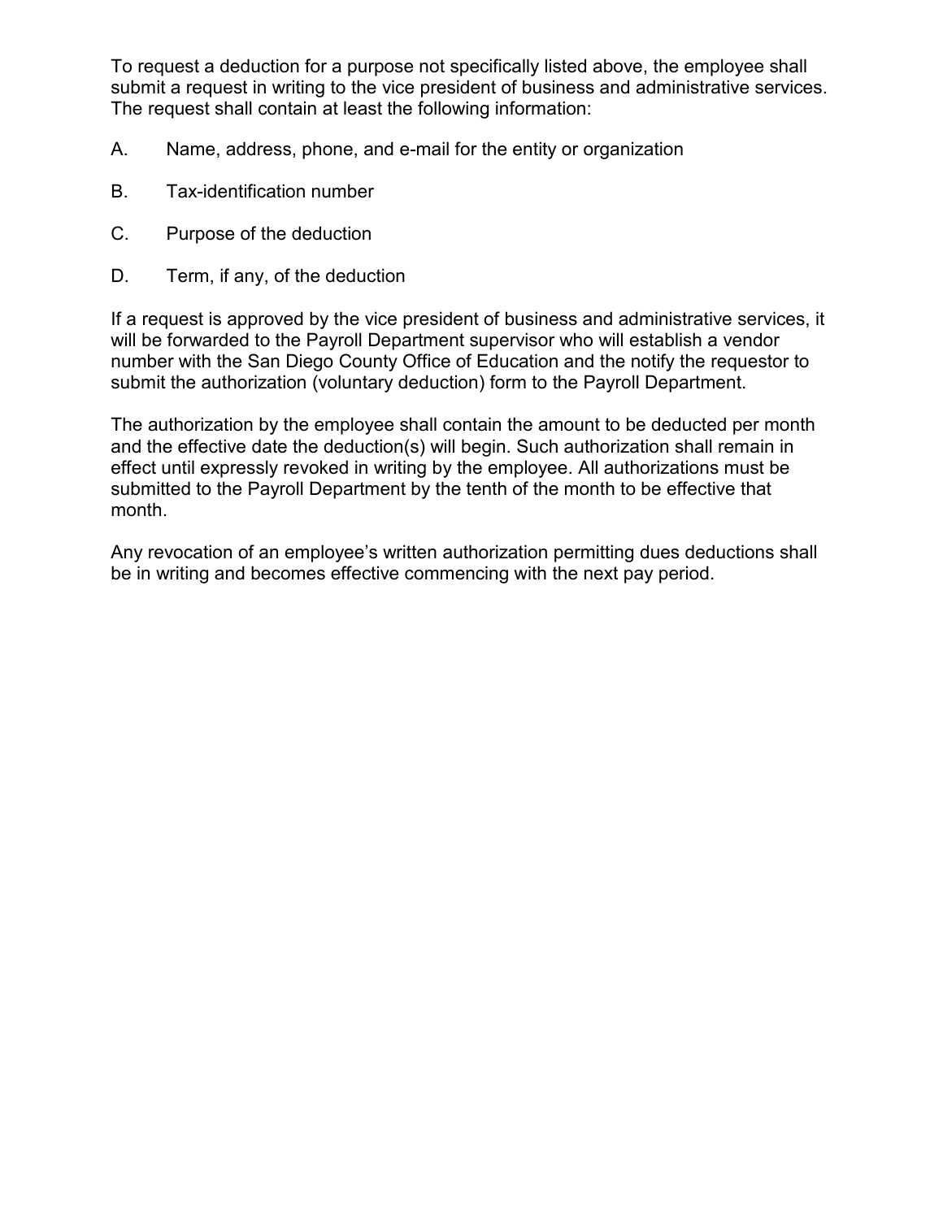To request a deduction for a purpose not specifically listed above, the employee shall submit a request in writing to the vice president of business and administrative services. The request shall contain at least the following information:

A. Name, address, phone, and e-mail for the entity or organization

B. Tax-identification number

C. Purpose of the deduction

D. Term, if any, of the deduction

If a request is approved by the vice president of business and administrative services, it will be forwarded to the Payroll Department supervisor who will establish a vendor number with the San Diego County Office of Education and the notify the requestor to submit the authorization (voluntary deduction) form to the Payroll Department.

The authorization by the employee shall contain the amount to be deducted per month and the effective date the deduction(s) will begin. Such authorization shall remain in effect until expressly revoked in writing by the employee. All authorizations must be submitted to the Payroll Department by the tenth of the month to be effective that month.

Any revocation of an employee's written authorization permitting dues deductions shall be in writing and becomes effective commencing with the next pay period.